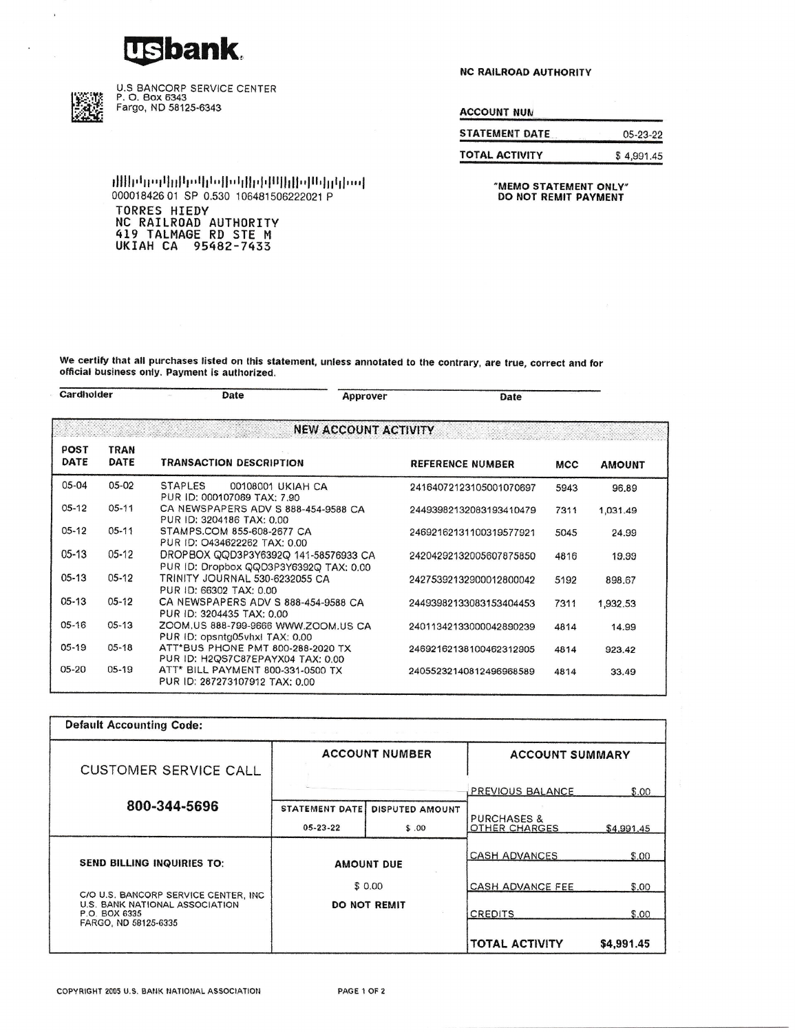# usbank

U.S BANCORP SERVICE CENTER
P. O. Box 6343
Fargo, ND 58125-6343

**NC RAILROAD AUTHORITY**

| | |
|---|---|
| **ACCOUNT NUM** | |
| **STATEMENT DATE** | 05-23-22 |
| **TOTAL ACTIVITY** | $ 4,991.45 |

**"MEMO STATEMENT ONLY"**
**DO NOT REMIT PAYMENT**

000018426 01 SP 0.530 106481506222021 P
TORRES HIEDY
NC RAILROAD AUTHORITY
419 TALMAGE RD STE M
UKIAH CA 95482-7433

**We certify that all purchases listed on this statement, unless annotated to the contrary, are true, correct and for official business only. Payment is authorized.**

Cardholder Date Approver Date

## NEW ACCOUNT ACTIVITY

| POST DATE | TRAN DATE | TRANSACTION DESCRIPTION | REFERENCE NUMBER | MCC | AMOUNT |
|---|---|---|---|---|---|
| 05-04 | 05-02 | STAPLES 00108001 UKIAH CA PUR ID: 000107069 TAX: 7.90 | 24164072123105001070697 | 5943 | 96.89 |
| 05-12 | 05-11 | CA NEWSPAPERS ADV S 888-454-9588 CA PUR ID: 3204186 TAX: 0.00 | 24493982132083193410479 | 7311 | 1,031.49 |
| 05-12 | 05-11 | STAMPS.COM 855-608-2677 CA PUR ID: O434622262 TAX: 0.00 | 24692162131100319577921 | 5045 | 24.99 |
| 05-13 | 05-12 | DROPBOX QQD3P3Y6392Q 141-58576933 CA PUR ID: Dropbox QQD3P3Y6392Q TAX: 0.00 | 24204292132005607875850 | 4816 | 19.99 |
| 05-13 | 05-12 | TRINITY JOURNAL 530-6232055 CA PUR ID: 66302 TAX: 0.00 | 24275392132900012800042 | 5192 | 898.67 |
| 05-13 | 05-12 | CA NEWSPAPERS ADV S 888-454-9588 CA PUR ID: 3204435 TAX: 0.00 | 24493982133083153404453 | 7311 | 1,932.53 |
| 05-16 | 05-13 | ZOOM.US 888-799-9666 WWW.ZOOM.US CA PUR ID: opsntg05vhxl TAX: 0.00 | 24011342133000042890239 | 4814 | 14.99 |
| 05-19 | 05-18 | ATT*BUS PHONE PMT 800-288-2020 TX PUR ID: H2QS7C87EPAYX04 TAX: 0.00 | 24692162138100462312805 | 4814 | 923.42 |
| 05-20 | 05-19 | ATT* BILL PAYMENT 800-331-0500 TX PUR ID: 287273107912 TAX: 0.00 | 24055232140812496968589 | 4814 | 33.49 |

**Default Accounting Code:**

| CUSTOMER SERVICE CALL | ACCOUNT NUMBER | | ACCOUNT SUMMARY | |
|---|---|---|---|---|
| **800-344-5696** | | | PREVIOUS BALANCE | $.00 |
| | **STATEMENT DATE** | **DISPUTED AMOUNT** | PURCHASES & OTHER CHARGES | $4,991.45 |
| | 05-23-22 | $ .00 | CASH ADVANCES | $.00 |
| **SEND BILLING INQUIRIES TO:** | **AMOUNT DUE** | | CASH ADVANCE FEE | $.00 |
| C/O U.S. BANCORP SERVICE CENTER, INC U.S. BANK NATIONAL ASSOCIATION P.O. BOX 6335 FARGO, ND 58125-6335 | $ 0.00 **DO NOT REMIT** | | CREDITS | $.00 |
| | | | **TOTAL ACTIVITY** | **$4,991.45** |

COPYRIGHT 2005 U.S. BANK NATIONAL ASSOCIATION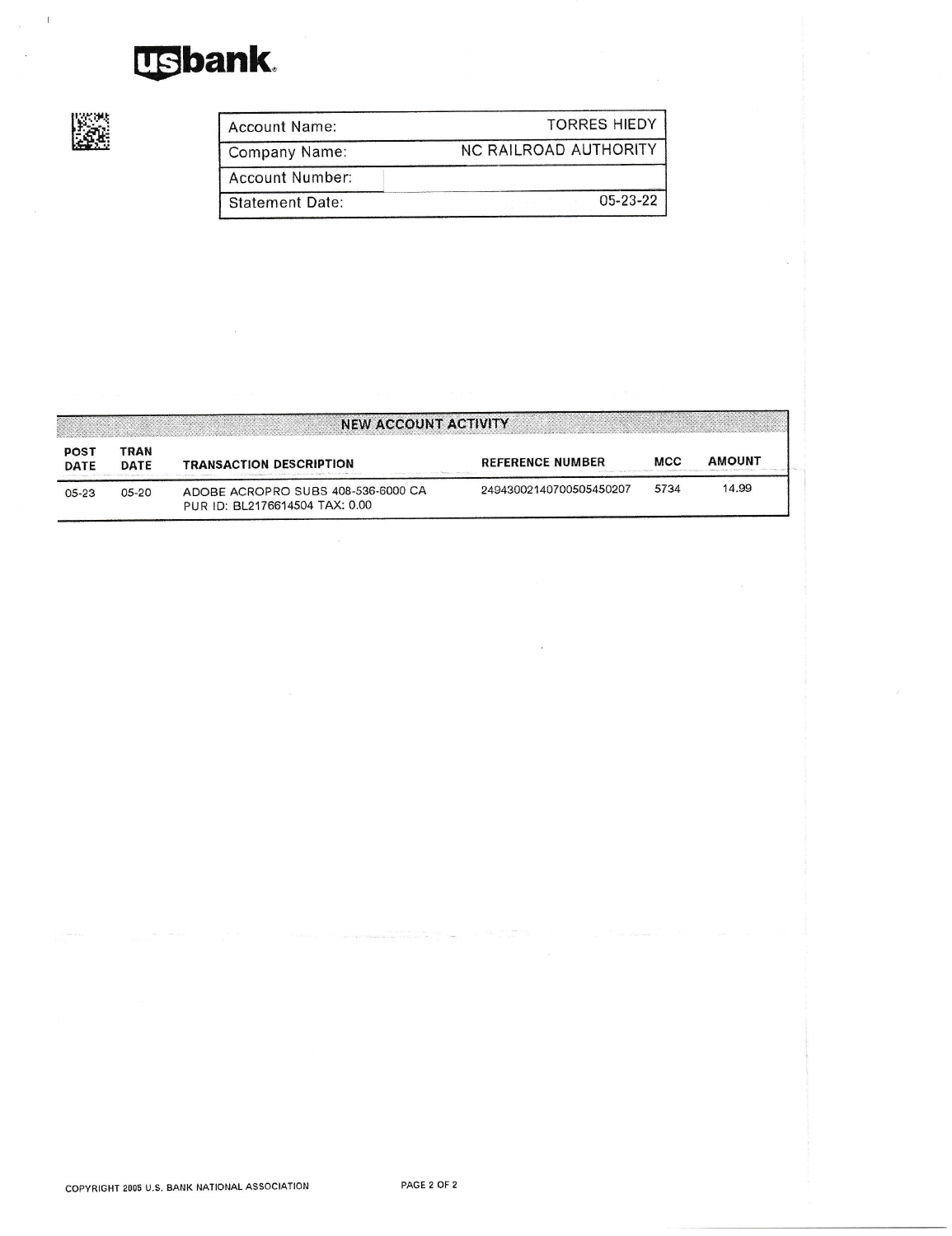**usbank.**

| | |
|---|---|
| Account Name: | TORRES HIEDY |
| Company Name: | NC RAILROAD AUTHORITY |
| Account Number: | |
| Statement Date: | 05-23-22 |

## NEW ACCOUNT ACTIVITY

| POST DATE | TRAN DATE | TRANSACTION DESCRIPTION | REFERENCE NUMBER | MCC | AMOUNT |
|---|---|---|---|---|---|
| 05-23 | 05-20 | ADOBE ACROPRO SUBS 408-536-6000 CA<br>PUR ID: BL2176614504 TAX: 0.00 | 24943002140700505450207 | 5734 | 14.99 |

COPYRIGHT 2005 U.S. BANK NATIONAL ASSOCIATION